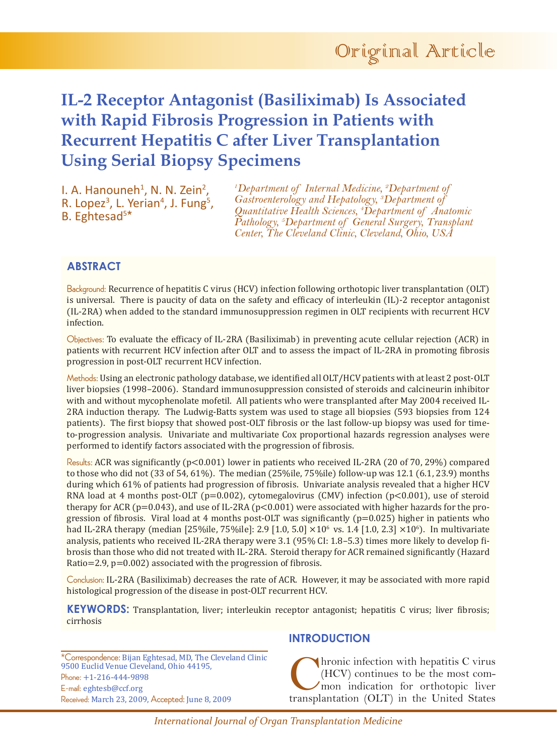Original Article

# IL-2 Receptor Antagonist (Basiliximab) Is Associated with Rapid Fibrosis Progression in Patients with Recurrent Hepatitis C after Liver Transplantation Using Serial Biopsy Specimens

I. A. Hanouneh[1], N. N. Zein[2], R. Lopez[3], L. Yerian[4], J. Fung[5], B. Eghtesad[5]*

*[1]Department of Internal Medicine, [2]Department of Gastroenterology and Hepatology, [3]Department of Quantitative Health Sciences, [4]Department of Anatomic Pathology, [5]Department of General Surgery, Transplant Center, The Cleveland Clinic, Cleveland, Ohio, USA*

## ABSTRACT

Background: Recurrence of hepatitis C virus (HCV) infection following orthotopic liver transplantation (OLT) is universal. There is paucity of data on the safety and efficacy of interleukin (IL)-2 receptor antagonist (IL-2RA) when added to the standard immunosuppression regimen in OLT recipients with recurrent HCV infection.

Objectives: To evaluate the efficacy of IL-2RA (Basiliximab) in preventing acute cellular rejection (ACR) in patients with recurrent HCV infection after OLT and to assess the impact of IL-2RA in promoting fibrosis progression in post-OLT recurrent HCV infection.

Methods: Using an electronic pathology database, we identified all OLT/HCV patients with at least 2 post-OLT liver biopsies (1998–2006). Standard immunosuppression consisted of steroids and calcineurin inhibitor with and without mycophenolate mofetil. All patients who were transplanted after May 2004 received IL-2RA induction therapy. The Ludwig-Batts system was used to stage all biopsies (593 biopsies from 124 patients). The first biopsy that showed post-OLT fibrosis or the last follow-up biopsy was used for time-to-progression analysis. Univariate and multivariate Cox proportional hazards regression analyses were performed to identify factors associated with the progression of fibrosis.

Results: ACR was significantly ($p<0.001$) lower in patients who received IL-2RA (20 of 70, 29%) compared to those who did not (33 of 54, 61%). The median (25%ile, 75%ile) follow-up was 12.1 (6.1, 23.9) months during which 61% of patients had progression of fibrosis. Univariate analysis revealed that a higher HCV RNA load at 4 months post-OLT ($p=0.002$), cytomegalovirus (CMV) infection ($p<0.001$), use of steroid therapy for ACR ($p=0.043$), and use of IL-2RA ($p<0.001$) were associated with higher hazards for the progression of fibrosis. Viral load at 4 months post-OLT was significantly ($p=0.025$) higher in patients who had IL-2RA therapy (median [25%ile, 75%ile]: 2.9 [1.0, 5.0] $\times10^6$ vs. 1.4 [1.0, 2.3] $\times10^6$). In multivariate analysis, patients who received IL-2RA therapy were 3.1 (95% CI: 1.8–5.3) times more likely to develop fibrosis than those who did not treated with IL-2RA. Steroid therapy for ACR remained significantly (Hazard Ratio=2.9, $p=0.002$) associated with the progression of fibrosis.

Conclusion: IL-2RA (Basiliximab) decreases the rate of ACR. However, it may be associated with more rapid histological progression of the disease in post-OLT recurrent HCV.

**KEYWORDS:** Transplantation, liver; interleukin receptor antagonist; hepatitis C virus; liver fibrosis; cirrhosis

*Correspondence: Bijan Eghtesad, MD, The Cleveland Clinic 9500 Euclid Venue Cleveland, Ohio 44195,
Phone: +1-216-444-9898
E-mail: eghtesb@ccf.org
Received: March 23, 2009, Accepted: June 8, 2009

## INTRODUCTION

Chronic infection with hepatitis C virus (HCV) continues to be the most common indication for orthotopic liver transplantation (OLT) in the United States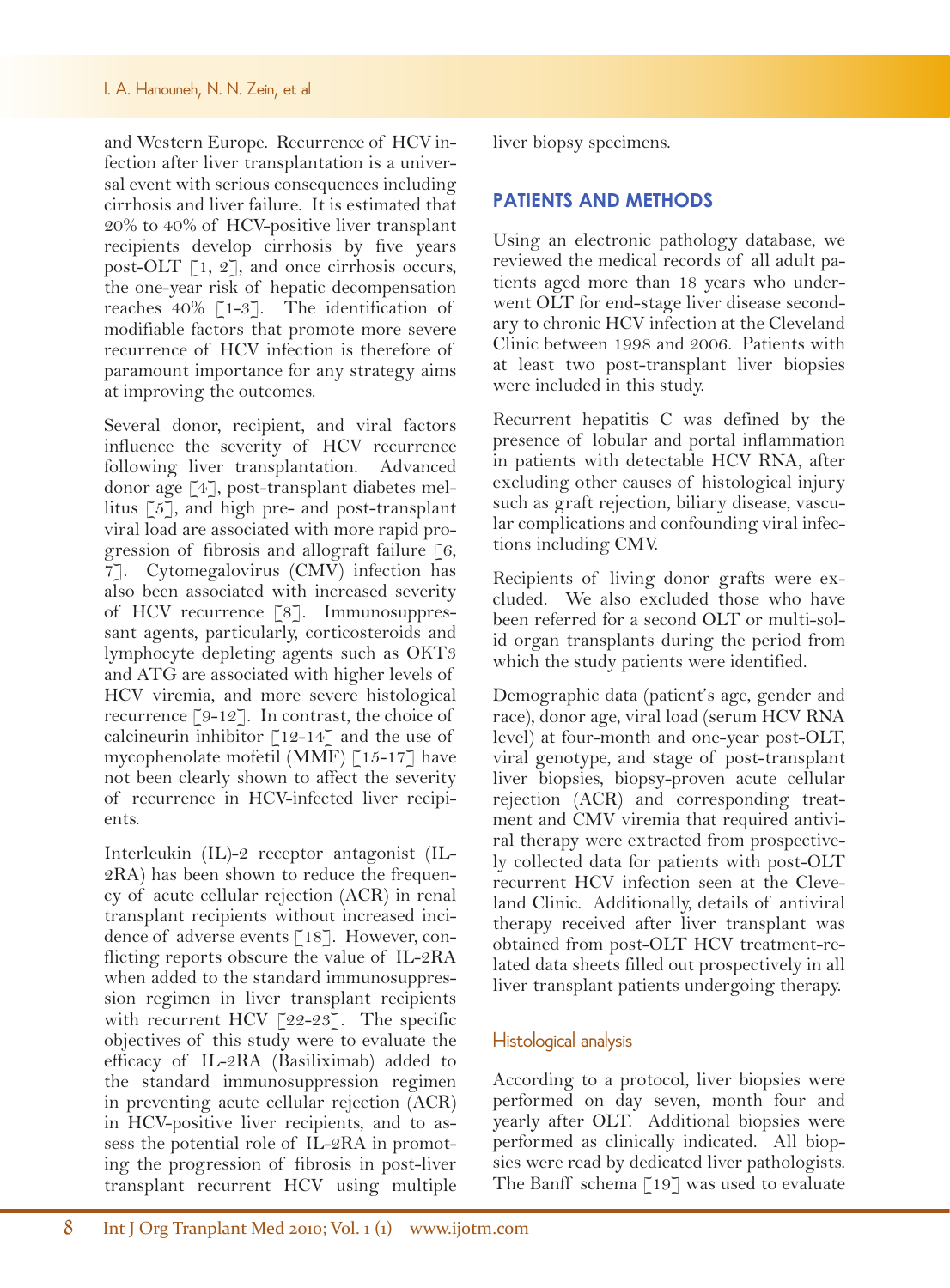and Western Europe. Recurrence of HCV infection after liver transplantation is a universal event with serious consequences including cirrhosis and liver failure. It is estimated that 20% to 40% of HCV-positive liver transplant recipients develop cirrhosis by five years post-OLT [1, 2], and once cirrhosis occurs, the one-year risk of hepatic decompensation reaches 40% [1-3]. The identification of modifiable factors that promote more severe recurrence of HCV infection is therefore of paramount importance for any strategy aims at improving the outcomes.

Several donor, recipient, and viral factors influence the severity of HCV recurrence following liver transplantation. Advanced donor age [4], post-transplant diabetes mellitus [5], and high pre- and post-transplant viral load are associated with more rapid progression of fibrosis and allograft failure [6, 7]. Cytomegalovirus (CMV) infection has also been associated with increased severity of HCV recurrence [8]. Immunosuppressant agents, particularly, corticosteroids and lymphocyte depleting agents such as OKT3 and ATG are associated with higher levels of HCV viremia, and more severe histological recurrence [9-12]. In contrast, the choice of calcineurin inhibitor [12-14] and the use of mycophenolate mofetil (MMF) [15-17] have not been clearly shown to affect the severity of recurrence in HCV-infected liver recipients.

Interleukin (IL)-2 receptor antagonist (IL-2RA) has been shown to reduce the frequency of acute cellular rejection (ACR) in renal transplant recipients without increased incidence of adverse events [18]. However, conflicting reports obscure the value of IL-2RA when added to the standard immunosuppression regimen in liver transplant recipients with recurrent HCV [22-23]. The specific objectives of this study were to evaluate the efficacy of IL-2RA (Basiliximab) added to the standard immunosuppression regimen in preventing acute cellular rejection (ACR) in HCV-positive liver recipients, and to assess the potential role of IL-2RA in promoting the progression of fibrosis in post-liver transplant recurrent HCV using multiple liver biopsy specimens.

## PATIENTS AND METHODS

Using an electronic pathology database, we reviewed the medical records of all adult patients aged more than 18 years who underwent OLT for end-stage liver disease secondary to chronic HCV infection at the Cleveland Clinic between 1998 and 2006. Patients with at least two post-transplant liver biopsies were included in this study.

Recurrent hepatitis C was defined by the presence of lobular and portal inflammation in patients with detectable HCV RNA, after excluding other causes of histological injury such as graft rejection, biliary disease, vascular complications and confounding viral infections including CMV.

Recipients of living donor grafts were excluded. We also excluded those who have been referred for a second OLT or multi-solid organ transplants during the period from which the study patients were identified.

Demographic data (patient's age, gender and race), donor age, viral load (serum HCV RNA level) at four-month and one-year post-OLT, viral genotype, and stage of post-transplant liver biopsies, biopsy-proven acute cellular rejection (ACR) and corresponding treatment and CMV viremia that required antiviral therapy were extracted from prospectively collected data for patients with post-OLT recurrent HCV infection seen at the Cleveland Clinic. Additionally, details of antiviral therapy received after liver transplant was obtained from post-OLT HCV treatment-related data sheets filled out prospectively in all liver transplant patients undergoing therapy.

### Histological analysis

According to a protocol, liver biopsies were performed on day seven, month four and yearly after OLT. Additional biopsies were performed as clinically indicated. All biopsies were read by dedicated liver pathologists. The Banff schema [19] was used to evaluate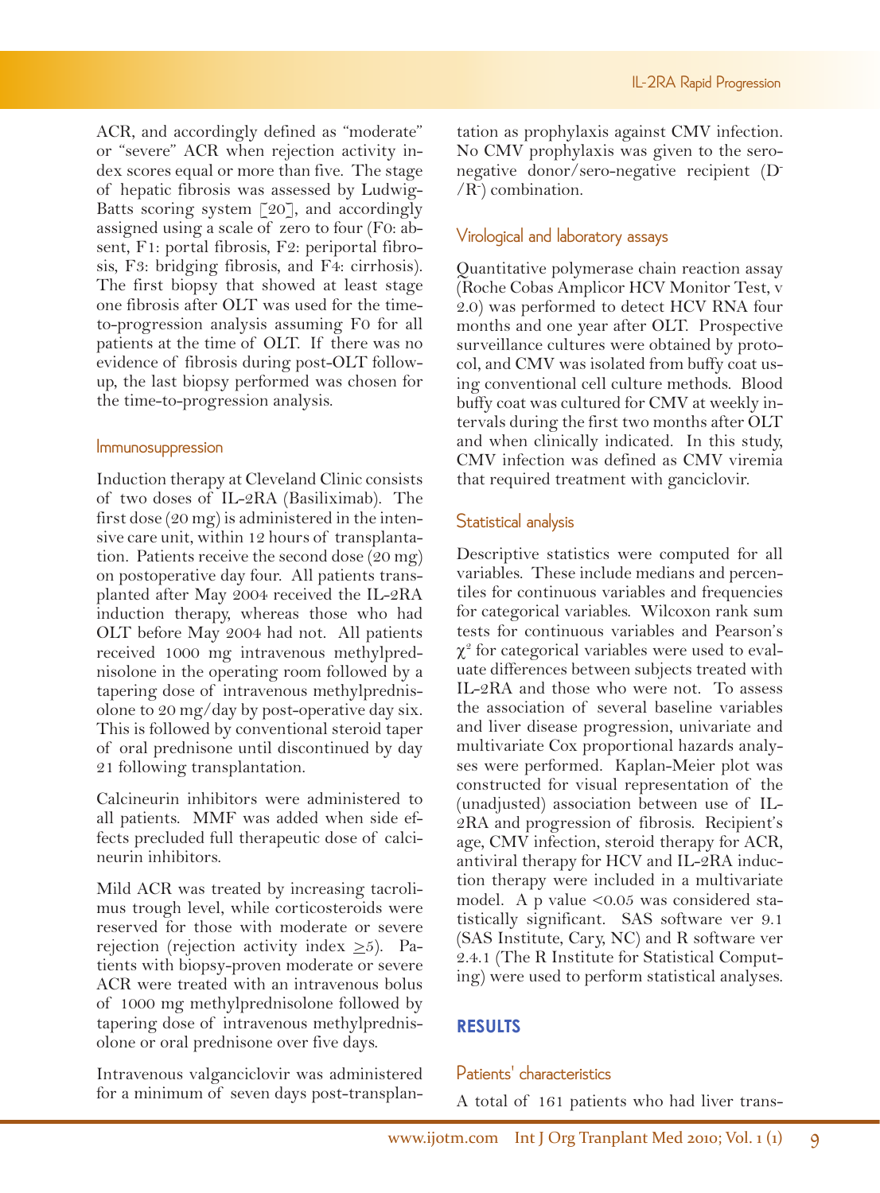ACR, and accordingly defined as "moderate" or "severe" ACR when rejection activity index scores equal or more than five. The stage of hepatic fibrosis was assessed by Ludwig-Batts scoring system [20], and accordingly assigned using a scale of zero to four (F0: absent, F1: portal fibrosis, F2: periportal fibrosis, F3: bridging fibrosis, and F4: cirrhosis). The first biopsy that showed at least stage one fibrosis after OLT was used for the time-to-progression analysis assuming F0 for all patients at the time of OLT. If there was no evidence of fibrosis during post-OLT follow-up, the last biopsy performed was chosen for the time-to-progression analysis.

### Immunosuppression

Induction therapy at Cleveland Clinic consists of two doses of IL-2RA (Basiliximab). The first dose (20 mg) is administered in the intensive care unit, within 12 hours of transplantation. Patients receive the second dose (20 mg) on postoperative day four. All patients transplanted after May 2004 received the IL-2RA induction therapy, whereas those who had OLT before May 2004 had not. All patients received 1000 mg intravenous methylprednisolone in the operating room followed by a tapering dose of intravenous methylprednisolone to 20 mg/day by post-operative day six. This is followed by conventional steroid taper of oral prednisone until discontinued by day 21 following transplantation.

Calcineurin inhibitors were administered to all patients. MMF was added when side effects precluded full therapeutic dose of calcineurin inhibitors.

Mild ACR was treated by increasing tacrolimus trough level, while corticosteroids were reserved for those with moderate or severe rejection (rejection activity index $\geq 5$). Patients with biopsy-proven moderate or severe ACR were treated with an intravenous bolus of 1000 mg methylprednisolone followed by tapering dose of intravenous methylprednisolone or oral prednisone over five days.

Intravenous valganciclovir was administered for a minimum of seven days post-transplantation as prophylaxis against CMV infection. No CMV prophylaxis was given to the sero-negative donor/sero-negative recipient ($D^-/R^-$) combination.

### Virological and laboratory assays

Quantitative polymerase chain reaction assay (Roche Cobas Amplicor HCV Monitor Test, v 2.0) was performed to detect HCV RNA four months and one year after OLT. Prospective surveillance cultures were obtained by protocol, and CMV was isolated from buffy coat using conventional cell culture methods. Blood buffy coat was cultured for CMV at weekly intervals during the first two months after OLT and when clinically indicated. In this study, CMV infection was defined as CMV viremia that required treatment with ganciclovir.

### Statistical analysis

Descriptive statistics were computed for all variables. These include medians and percentiles for continuous variables and frequencies for categorical variables. Wilcoxon rank sum tests for continuous variables and Pearson's $\chi^2$ for categorical variables were used to evaluate differences between subjects treated with IL-2RA and those who were not. To assess the association of several baseline variables and liver disease progression, univariate and multivariate Cox proportional hazards analyses were performed. Kaplan-Meier plot was constructed for visual representation of the (unadjusted) association between use of IL-2RA and progression of fibrosis. Recipient's age, CMV infection, steroid therapy for ACR, antiviral therapy for HCV and IL-2RA induction therapy were included in a multivariate model. A p value $<0.05$ was considered statistically significant. SAS software ver 9.1 (SAS Institute, Cary, NC) and R software ver 2.4.1 (The R Institute for Statistical Computing) were used to perform statistical analyses.

## RESULTS

### Patients' characteristics

A total of 161 patients who had liver trans-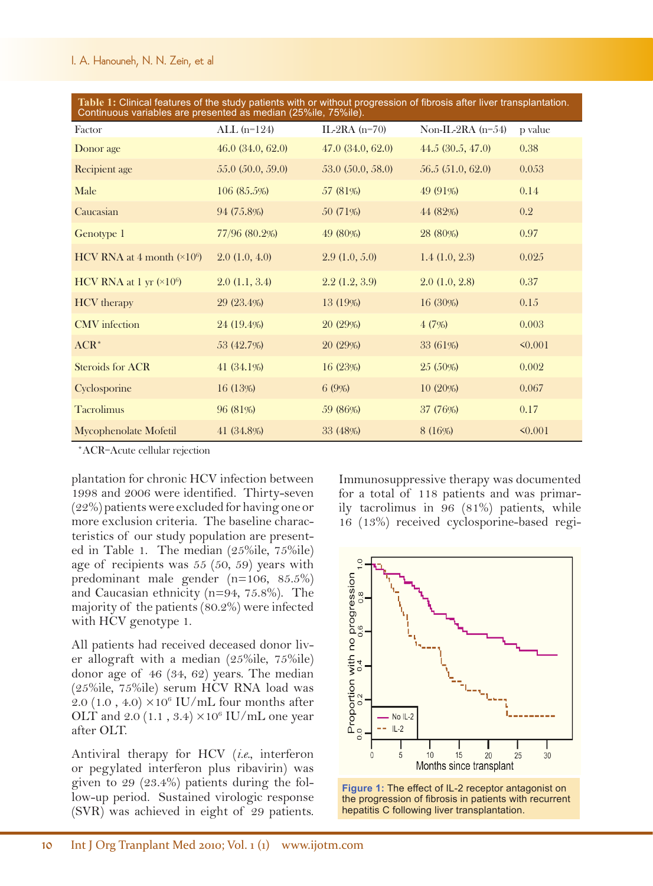**Table 1:** Clinical features of the study patients with or without progression of fibrosis after liver transplantation. Continuous variables are presented as median (25%ile, 75%ile).

| Factor | ALL (n=124) | IL-2RA (n=70) | Non-IL-2RA (n=54) | p value |
|---|---|---|---|---|
| Donor age | 46.0 (34.0, 62.0) | 47.0 (34.0, 62.0) | 44.5 (30.5, 47.0) | 0.38 |
| Recipient age | 55.0 (50.0, 59.0) | 53.0 (50.0, 58.0) | 56.5 (51.0, 62.0) | 0.053 |
| Male | 106 (85.5%) | 57 (81%) | 49 (91%) | 0.14 |
| Caucasian | 94 (75.8%) | 50 (71%) | 44 (82%) | 0.2 |
| Genotype 1 | 77/96 (80.2%) | 49 (80%) | 28 (80%) | 0.97 |
| HCV RNA at 4 month ($\times 10^6$) | 2.0 (1.0, 4.0) | 2.9 (1.0, 5.0) | 1.4 (1.0, 2.3) | 0.025 |
| HCV RNA at 1 yr ($\times 10^6$) | 2.0 (1.1, 3.4) | 2.2 (1.2, 3.9) | 2.0 (1.0, 2.8) | 0.37 |
| HCV therapy | 29 (23.4%) | 13 (19%) | 16 (30%) | 0.15 |
| CMV infection | 24 (19.4%) | 20 (29%) | 4 (7%) | 0.003 |
| ACR* | 53 (42.7%) | 20 (29%) | 33 (61%) | <0.001 |
| Steroids for ACR | 41 (34.1%) | 16 (23%) | 25 (50%) | 0.002 |
| Cyclosporine | 16 (13%) | 6 (9%) | 10 (20%) | 0.067 |
| Tacrolimus | 96 (81%) | 59 (86%) | 37 (76%) | 0.17 |
| Mycophenolate Mofetil | 41 (34.8%) | 33 (48%) | 8 (16%) | <0.001 |

*ACR=Acute cellular rejection

plantation for chronic HCV infection between 1998 and 2006 were identified. Thirty-seven (22%) patients were excluded for having one or more exclusion criteria. The baseline characteristics of our study population are presented in Table 1. The median (25%ile, 75%ile) age of recipients was 55 (50, 59) years with predominant male gender (n=106, 85.5%) and Caucasian ethnicity (n=94, 75.8%). The majority of the patients (80.2%) were infected with HCV genotype 1.

All patients had received deceased donor liver allograft with a median (25%ile, 75%ile) donor age of 46 (34, 62) years. The median (25%ile, 75%ile) serum HCV RNA load was 2.0 (1.0 , 4.0) $\times 10^6$ IU/mL four months after OLT and 2.0 (1.1 , 3.4) $\times 10^6$ IU/mL one year after OLT.

Antiviral therapy for HCV (*i.e.*, interferon or pegylated interferon plus ribavirin) was given to 29 (23.4%) patients during the follow-up period. Sustained virologic response (SVR) was achieved in eight of 29 patients. Immunosuppressive therapy was documented for a total of 118 patients and was primarily tacrolimus in 96 (81%) patients, while 16 (13%) received cyclosporine-based regi-

**Figure 1:** The effect of IL-2 receptor antagonist on the progression of fibrosis in patients with recurrent hepatitis C following liver transplantation.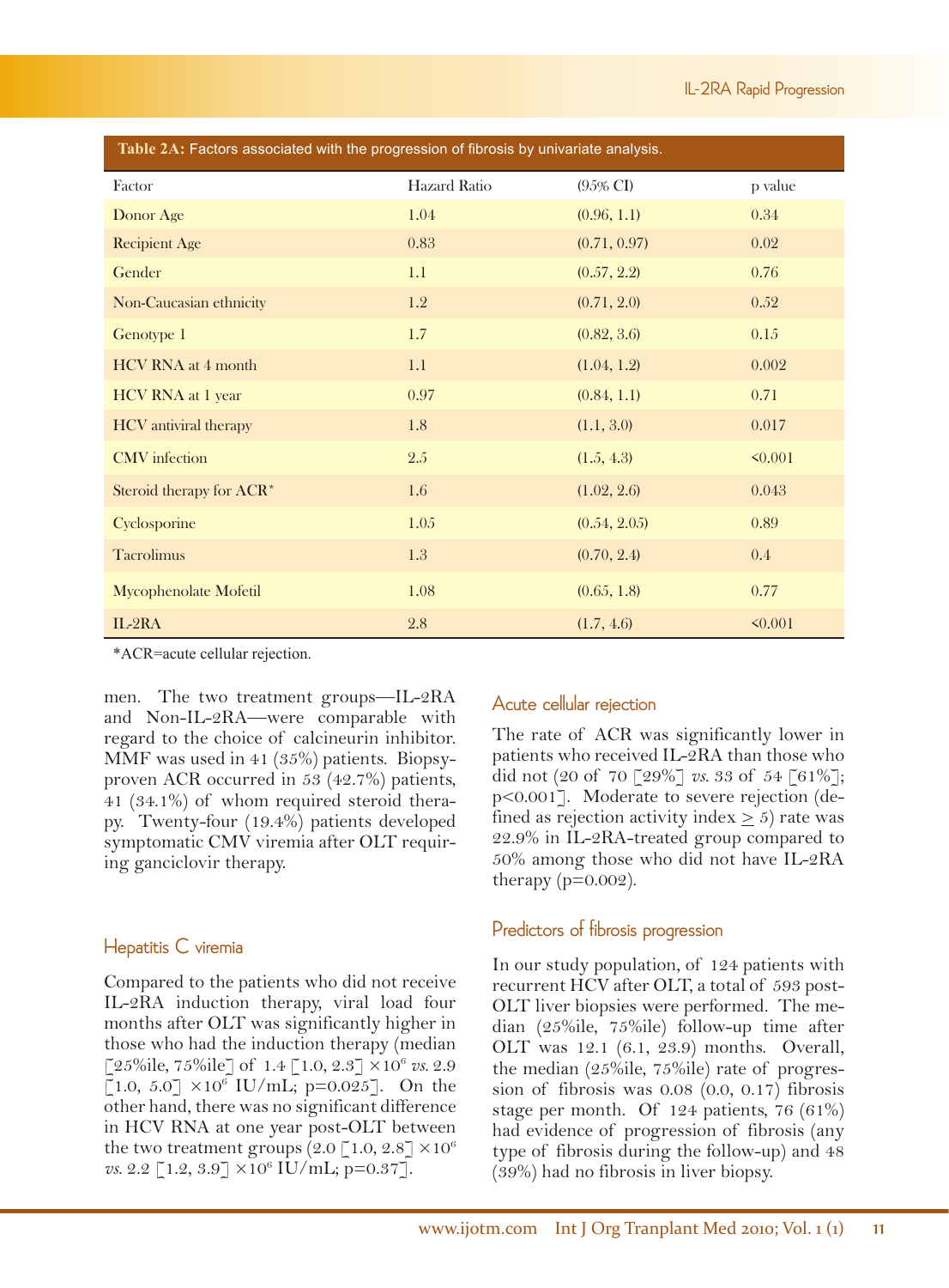**Table 2A:** Factors associated with the progression of fibrosis by univariate analysis.

| Factor | Hazard Ratio | (95% CI) | p value |
|---|---|---|---|
| Donor Age | 1.04 | (0.96, 1.1) | 0.34 |
| Recipient Age | 0.83 | (0.71, 0.97) | 0.02 |
| Gender | 1.1 | (0.57, 2.2) | 0.76 |
| Non-Caucasian ethnicity | 1.2 | (0.71, 2.0) | 0.52 |
| Genotype 1 | 1.7 | (0.82, 3.6) | 0.15 |
| HCV RNA at 4 month | 1.1 | (1.04, 1.2) | 0.002 |
| HCV RNA at 1 year | 0.97 | (0.84, 1.1) | 0.71 |
| HCV antiviral therapy | 1.8 | (1.1, 3.0) | 0.017 |
| CMV infection | 2.5 | (1.5, 4.3) | <0.001 |
| Steroid therapy for ACR* | 1.6 | (1.02, 2.6) | 0.043 |
| Cyclosporine | 1.05 | (0.54, 2.05) | 0.89 |
| Tacrolimus | 1.3 | (0.70, 2.4) | 0.4 |
| Mycophenolate Mofetil | 1.08 | (0.65, 1.8) | 0.77 |
| IL-2RA | 2.8 | (1.7, 4.6) | <0.001 |

*ACR=acute cellular rejection.

men. The two treatment groups—IL-2RA and Non-IL-2RA—were comparable with regard to the choice of calcineurin inhibitor. MMF was used in 41 (35%) patients. Biopsy-proven ACR occurred in 53 (42.7%) patients, 41 (34.1%) of whom required steroid therapy. Twenty-four (19.4%) patients developed symptomatic CMV viremia after OLT requiring ganciclovir therapy.

### Hepatitis C viremia

Compared to the patients who did not receive IL-2RA induction therapy, viral load four months after OLT was significantly higher in those who had the induction therapy (median [25%ile, 75%ile] of 1.4 [1.0, 2.3] $\times 10^6$ *vs.* 2.9 [1.0, 5.0] $\times 10^6$ IU/mL; p=0.025]. On the other hand, there was no significant difference in HCV RNA at one year post-OLT between the two treatment groups (2.0 [1.0, 2.8] $\times 10^6$ *vs.* 2.2 [1.2, 3.9] $\times 10^6$ IU/mL; p=0.37].

### Acute cellular rejection

The rate of ACR was significantly lower in patients who received IL-2RA than those who did not (20 of 70 [29%] *vs.* 33 of 54 [61%]; p<0.001]. Moderate to severe rejection (defined as rejection activity index $\geq 5$) rate was 22.9% in IL-2RA-treated group compared to 50% among those who did not have IL-2RA therapy (p=0.002).

### Predictors of fibrosis progression

In our study population, of 124 patients with recurrent HCV after OLT, a total of 593 post-OLT liver biopsies were performed. The median (25%ile, 75%ile) follow-up time after OLT was 12.1 (6.1, 23.9) months. Overall, the median (25%ile, 75%ile) rate of progression of fibrosis was 0.08 (0.0, 0.17) fibrosis stage per month. Of 124 patients, 76 (61%) had evidence of progression of fibrosis (any type of fibrosis during the follow-up) and 48 (39%) had no fibrosis in liver biopsy.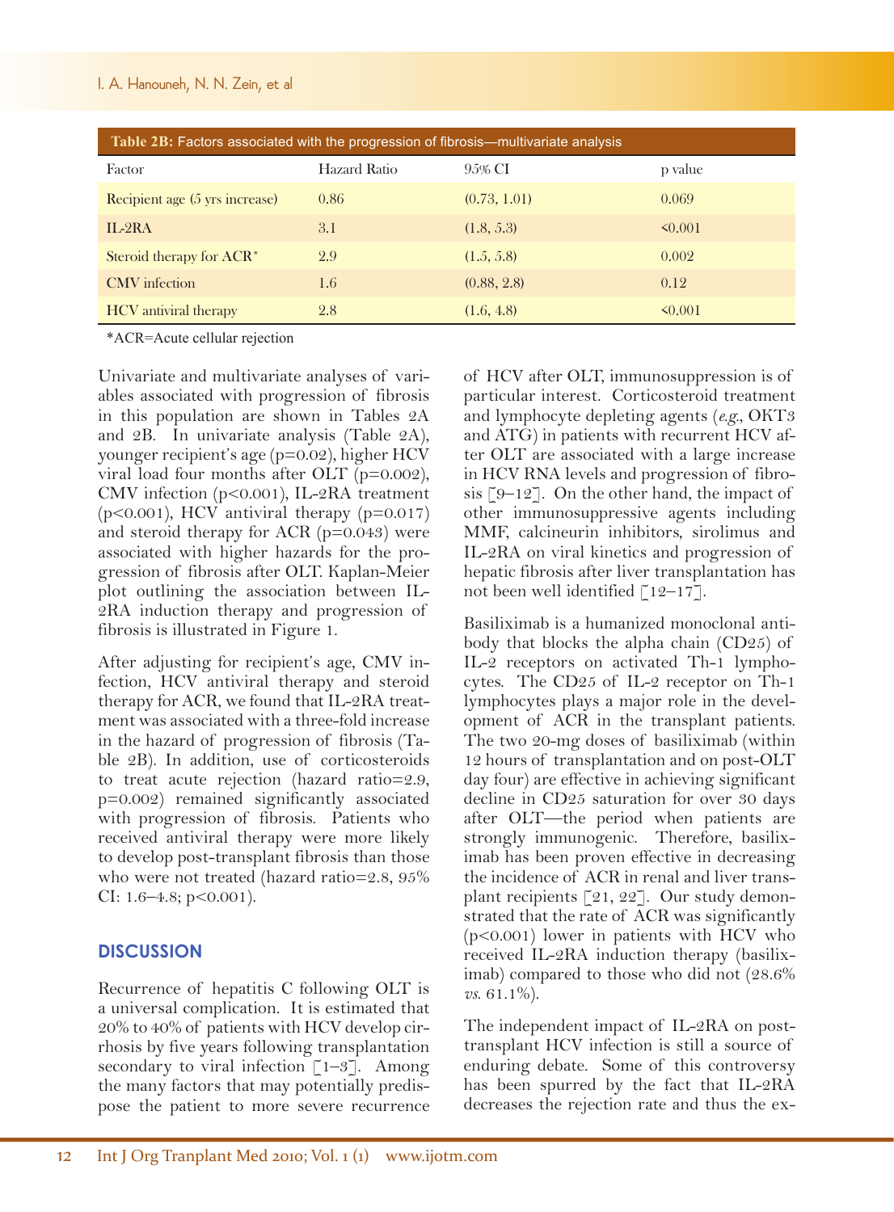**Table 2B:** Factors associated with the progression of fibrosis—multivariate analysis

| Factor | Hazard Ratio | 95% CI | p value |
|---|---|---|---|
| Recipient age (5 yrs increase) | 0.86 | (0.73, 1.01) | 0.069 |
| IL-2RA | 3.1 | (1.8, 5.3) | <0.001 |
| Steroid therapy for ACR* | 2.9 | (1.5, 5.8) | 0.002 |
| CMV infection | 1.6 | (0.88, 2.8) | 0.12 |
| HCV antiviral therapy | 2.8 | (1.6, 4.8) | <0.001 |

*ACR=Acute cellular rejection

Univariate and multivariate analyses of variables associated with progression of fibrosis in this population are shown in Tables 2A and 2B. In univariate analysis (Table 2A), younger recipient's age (p=0.02), higher HCV viral load four months after OLT (p=0.002), CMV infection (p<0.001), IL-2RA treatment (p<0.001), HCV antiviral therapy (p=0.017) and steroid therapy for ACR (p=0.043) were associated with higher hazards for the progression of fibrosis after OLT. Kaplan-Meier plot outlining the association between IL-2RA induction therapy and progression of fibrosis is illustrated in Figure 1.

After adjusting for recipient's age, CMV infection, HCV antiviral therapy and steroid therapy for ACR, we found that IL-2RA treatment was associated with a three-fold increase in the hazard of progression of fibrosis (Table 2B). In addition, use of corticosteroids to treat acute rejection (hazard ratio=2.9, p=0.002) remained significantly associated with progression of fibrosis. Patients who received antiviral therapy were more likely to develop post-transplant fibrosis than those who were not treated (hazard ratio=2.8, 95% CI: 1.6–4.8; p<0.001).

## DISCUSSION

Recurrence of hepatitis C following OLT is a universal complication. It is estimated that 20% to 40% of patients with HCV develop cirrhosis by five years following transplantation secondary to viral infection [1–3]. Among the many factors that may potentially predispose the patient to more severe recurrence of HCV after OLT, immunosuppression is of particular interest. Corticosteroid treatment and lymphocyte depleting agents (*e.g.*, OKT3 and ATG) in patients with recurrent HCV after OLT are associated with a large increase in HCV RNA levels and progression of fibrosis [9–12]. On the other hand, the impact of other immunosuppressive agents including MMF, calcineurin inhibitors, sirolimus and IL-2RA on viral kinetics and progression of hepatic fibrosis after liver transplantation has not been well identified [12–17].

Basiliximab is a humanized monoclonal antibody that blocks the alpha chain (CD25) of IL-2 receptors on activated Th-1 lymphocytes. The CD25 of IL-2 receptor on Th-1 lymphocytes plays a major role in the development of ACR in the transplant patients. The two 20-mg doses of basiliximab (within 12 hours of transplantation and on post-OLT day four) are effective in achieving significant decline in CD25 saturation for over 30 days after OLT—the period when patients are strongly immunogenic. Therefore, basiliximab has been proven effective in decreasing the incidence of ACR in renal and liver transplant recipients [21, 22]. Our study demonstrated that the rate of ACR was significantly (p<0.001) lower in patients with HCV who received IL-2RA induction therapy (basiliximab) compared to those who did not (28.6% *vs.* 61.1%).

The independent impact of IL-2RA on post-transplant HCV infection is still a source of enduring debate. Some of this controversy has been spurred by the fact that IL-2RA decreases the rejection rate and thus the ex-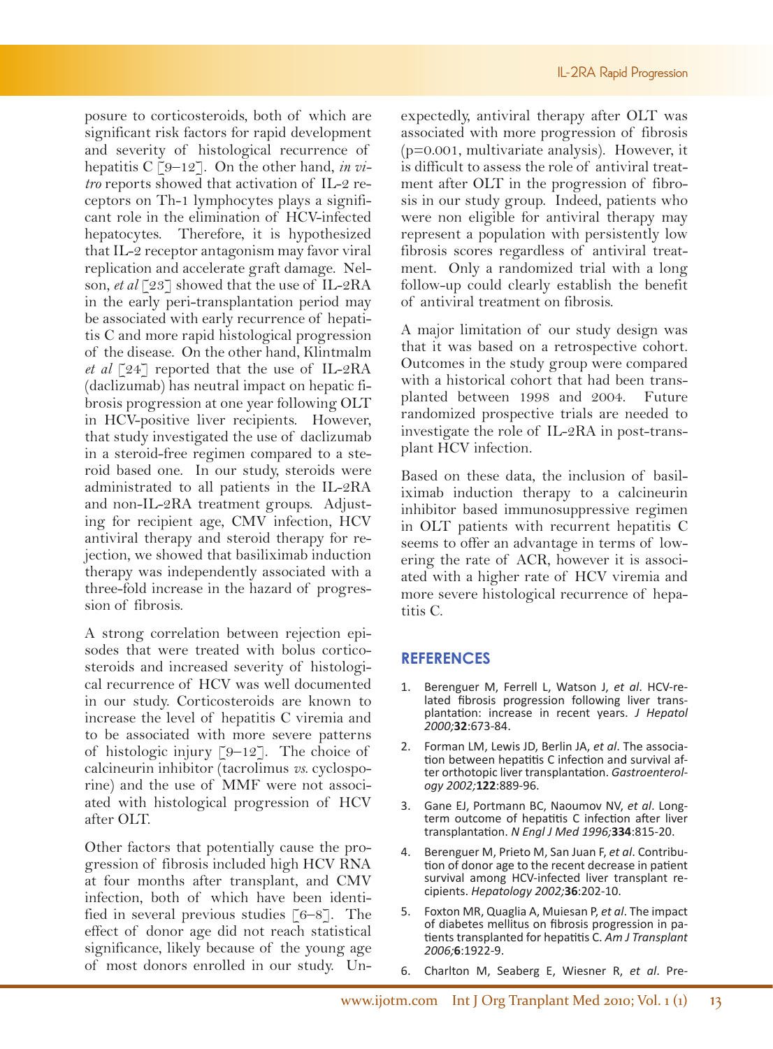posure to corticosteroids, both of which are significant risk factors for rapid development and severity of histological recurrence of hepatitis C [9–12]. On the other hand, *in vitro* reports showed that activation of IL-2 receptors on Th-1 lymphocytes plays a significant role in the elimination of HCV-infected hepatocytes. Therefore, it is hypothesized that IL-2 receptor antagonism may favor viral replication and accelerate graft damage. Nelson, *et al* [23] showed that the use of IL-2RA in the early peri-transplantation period may be associated with early recurrence of hepatitis C and more rapid histological progression of the disease. On the other hand, Klintmalm *et al* [24] reported that the use of IL-2RA (daclizumab) has neutral impact on hepatic fibrosis progression at one year following OLT in HCV-positive liver recipients. However, that study investigated the use of daclizumab in a steroid-free regimen compared to a steroid based one. In our study, steroids were administrated to all patients in the IL-2RA and non-IL-2RA treatment groups. Adjusting for recipient age, CMV infection, HCV antiviral therapy and steroid therapy for rejection, we showed that basiliximab induction therapy was independently associated with a three-fold increase in the hazard of progression of fibrosis.

A strong correlation between rejection episodes that were treated with bolus corticosteroids and increased severity of histological recurrence of HCV was well documented in our study. Corticosteroids are known to increase the level of hepatitis C viremia and to be associated with more severe patterns of histologic injury [9–12]. The choice of calcineurin inhibitor (tacrolimus *vs.* cyclosporine) and the use of MMF were not associated with histological progression of HCV after OLT.

Other factors that potentially cause the progression of fibrosis included high HCV RNA at four months after transplant, and CMV infection, both of which have been identified in several previous studies [6–8]. The effect of donor age did not reach statistical significance, likely because of the young age of most donors enrolled in our study. Unexpectedly, antiviral therapy after OLT was associated with more progression of fibrosis ($p=0.001$, multivariate analysis). However, it is difficult to assess the role of antiviral treatment after OLT in the progression of fibrosis in our study group. Indeed, patients who were non eligible for antiviral therapy may represent a population with persistently low fibrosis scores regardless of antiviral treatment. Only a randomized trial with a long follow-up could clearly establish the benefit of antiviral treatment on fibrosis.

A major limitation of our study design was that it was based on a retrospective cohort. Outcomes in the study group were compared with a historical cohort that had been transplanted between 1998 and 2004. Future randomized prospective trials are needed to investigate the role of IL-2RA in post-transplant HCV infection.

Based on these data, the inclusion of basiliximab induction therapy to a calcineurin inhibitor based immunosuppressive regimen in OLT patients with recurrent hepatitis C seems to offer an advantage in terms of lowering the rate of ACR, however it is associated with a higher rate of HCV viremia and more severe histological recurrence of hepatitis C.

## REFERENCES

1. Berenguer M, Ferrell L, Watson J, *et al*. HCV-related fibrosis progression following liver transplantation: increase in recent years. *J Hepatol 2000;***32**:673-84.
2. Forman LM, Lewis JD, Berlin JA, *et al*. The association between hepatitis C infection and survival after orthotopic liver transplantation. *Gastroenterology 2002;***122**:889-96.
3. Gane EJ, Portmann BC, Naoumov NV, *et al*. Long-term outcome of hepatitis C infection after liver transplantation. *N Engl J Med 1996;***334**:815-20.
4. Berenguer M, Prieto M, San Juan F, *et al*. Contribution of donor age to the recent decrease in patient survival among HCV-infected liver transplant recipients. *Hepatology 2002;***36**:202-10.
5. Foxton MR, Quaglia A, Muiesan P, *et al*. The impact of diabetes mellitus on fibrosis progression in patients transplanted for hepatitis C. *Am J Transplant 2006;***6**:1922-9.
6. Charlton M, Seaberg E, Wiesner R, *et al*. Pre-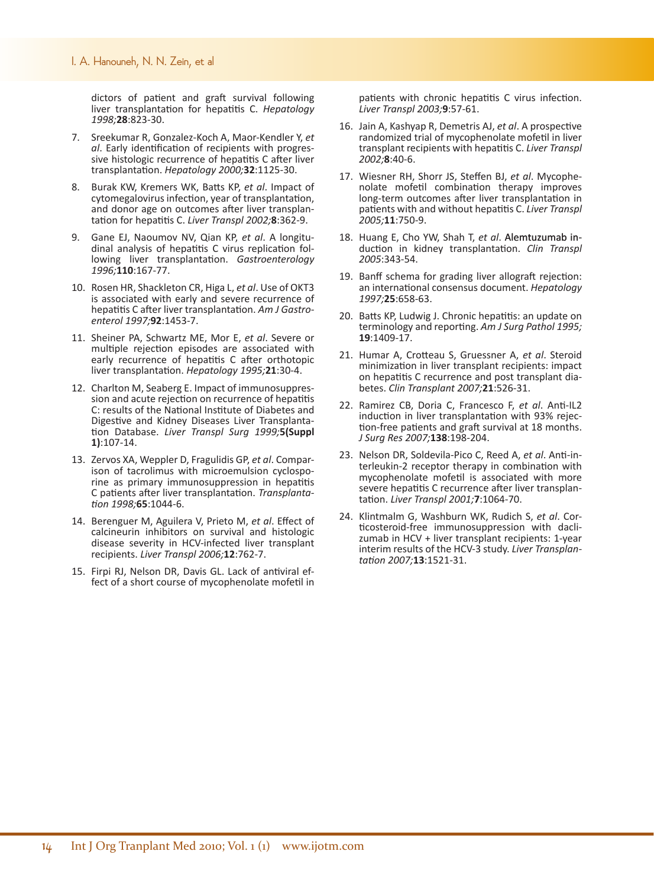dictors of patient and graft survival following liver transplantation for hepatitis C. *Hepatology 1998;***28**:823-30.

7. Sreekumar R, Gonzalez-Koch A, Maor-Kendler Y, *et al*. Early identification of recipients with progressive histologic recurrence of hepatitis C after liver transplantation. *Hepatology 2000;***32**:1125-30.

8. Burak KW, Kremers WK, Batts KP, *et al*. Impact of cytomegalovirus infection, year of transplantation, and donor age on outcomes after liver transplantation for hepatitis C. *Liver Transpl 2002;***8**:362-9.

9. Gane EJ, Naoumov NV, Qian KP, *et al*. A longitudinal analysis of hepatitis C virus replication following liver transplantation. *Gastroenterology 1996;***110**:167-77.

10. Rosen HR, Shackleton CR, Higa L, *et al*. Use of OKT3 is associated with early and severe recurrence of hepatitis C after liver transplantation. *Am J Gastroenterol 1997;***92**:1453-7.

11. Sheiner PA, Schwartz ME, Mor E, *et al*. Severe or multiple rejection episodes are associated with early recurrence of hepatitis C after orthotopic liver transplantation. *Hepatology 1995;***21**:30-4.

12. Charlton M, Seaberg E. Impact of immunosuppression and acute rejection on recurrence of hepatitis C: results of the National Institute of Diabetes and Digestive and Kidney Diseases Liver Transplantation Database. *Liver Transpl Surg 1999;***5(Suppl 1)**:107-14.

13. Zervos XA, Weppler D, Fragulidis GP, *et al*. Comparison of tacrolimus with microemulsion cyclosporine as primary immunosuppression in hepatitis C patients after liver transplantation. *Transplantation 1998;***65**:1044-6.

14. Berenguer M, Aguilera V, Prieto M, *et al*. Effect of calcineurin inhibitors on survival and histologic disease severity in HCV-infected liver transplant recipients. *Liver Transpl 2006;***12**:762-7.

15. Firpi RJ, Nelson DR, Davis GL. Lack of antiviral effect of a short course of mycophenolate mofetil in patients with chronic hepatitis C virus infection. *Liver Transpl 2003;***9**:57-61.

16. Jain A, Kashyap R, Demetris AJ, *et al*. A prospective randomized trial of mycophenolate mofetil in liver transplant recipients with hepatitis C. *Liver Transpl 2002;***8**:40-6.

17. Wiesner RH, Shorr JS, Steffen BJ, *et al*. Mycophenolate mofetil combination therapy improves long-term outcomes after liver transplantation in patients with and without hepatitis C. *Liver Transpl 2005;***11**:750-9.

18. Huang E, Cho YW, Shah T, *et al*. Alemtuzumab induction in kidney transplantation. *Clin Transpl 2005*:343-54.

19. Banff schema for grading liver allograft rejection: an international consensus document. *Hepatology 1997;***25**:658-63.

20. Batts KP, Ludwig J. Chronic hepatitis: an update on terminology and reporting. *Am J Surg Pathol 1995;* **19**:1409-17.

21. Humar A, Crotteau S, Gruessner A, *et al*. Steroid minimization in liver transplant recipients: impact on hepatitis C recurrence and post transplant diabetes. *Clin Transplant 2007;***21**:526-31.

22. Ramirez CB, Doria C, Francesco F, *et al*. Anti-IL2 induction in liver transplantation with 93% rejection-free patients and graft survival at 18 months. *J Surg Res 2007;***138**:198-204.

23. Nelson DR, Soldevila-Pico C, Reed A, *et al*. Anti-interleukin-2 receptor therapy in combination with mycophenolate mofetil is associated with more severe hepatitis C recurrence after liver transplantation. *Liver Transpl 2001;***7**:1064-70.

24. Klintmalm G, Washburn WK, Rudich S, *et al*. Corticosteroid-free immunosuppression with daclizumab in HCV + liver transplant recipients: 1-year interim results of the HCV-3 study. *Liver Transplantation 2007;***13**:1521-31.